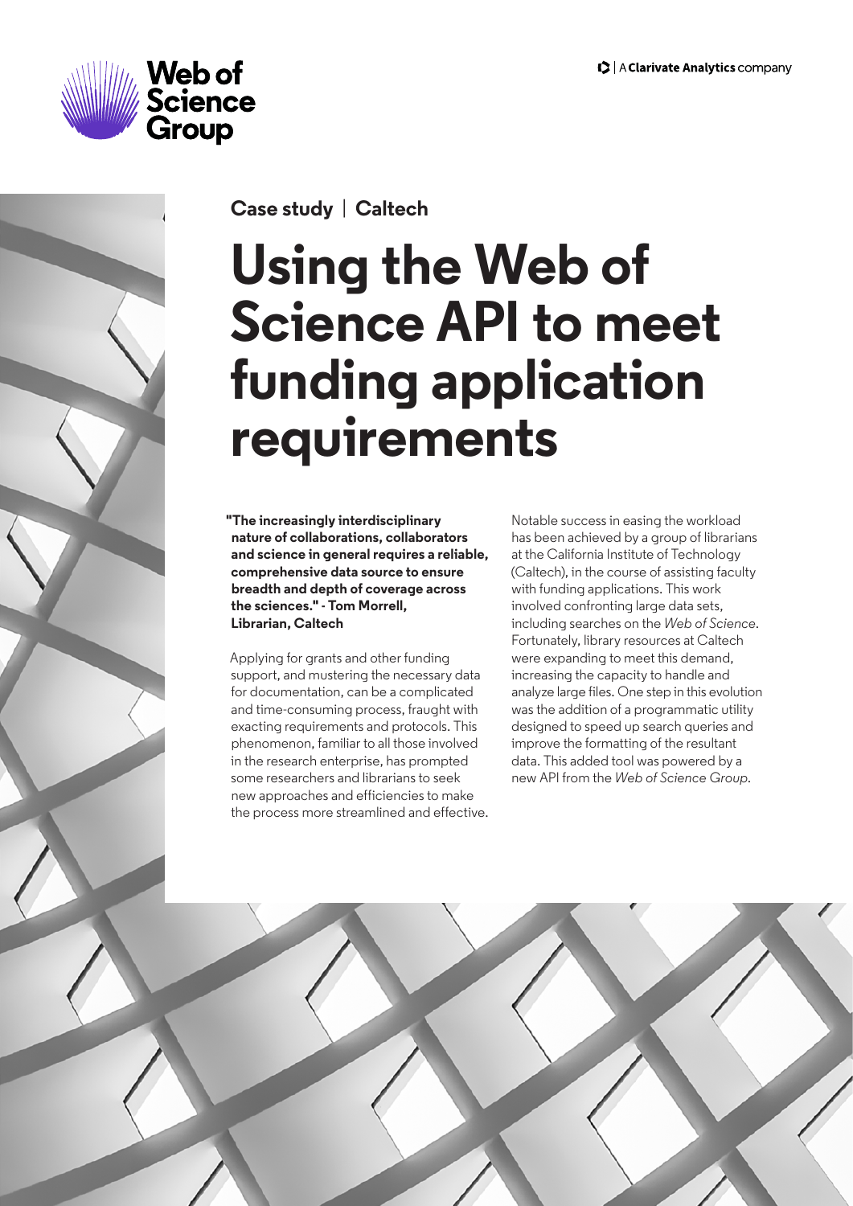Case study | Caltech

# Using the Web of Science API to meet funding application requirements

**"The increasingly interdisciplinary nature of collaborations, collaborators and science in general requires a reliable, comprehensive data source to ensure breadth and depth of coverage across the sciences." - Tom Morrell, Librarian, Caltech**

Applying for grants and other funding support, and mustering the necessary data for documentation, can be a complicated and time-consuming process, fraught with exacting requirements and protocols. This phenomenon, familiar to all those involved in the research enterprise, has prompted some researchers and librarians to seek new approaches and efficiencies to make the process more streamlined and effective.

Notable success in easing the workload has been achieved by a group of librarians at the California Institute of Technology (Caltech), in the course of assisting faculty with funding applications. This work involved confronting large data sets, including searches on the *Web of Science*. Fortunately, library resources at Caltech were expanding to meet this demand, increasing the capacity to handle and analyze large files. One step in this evolution was the addition of a programmatic utility designed to speed up search queries and improve the formatting of the resultant data. This added tool was powered by a new API from the *Web of Science Group*.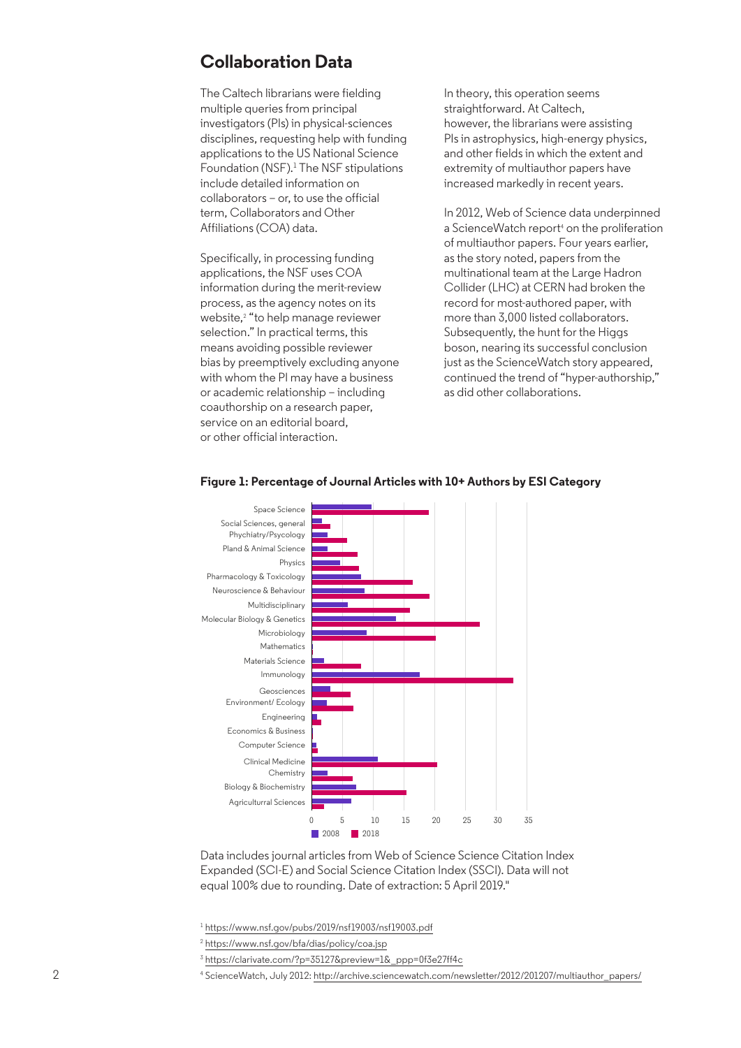## Collaboration Data

The Caltech librarians were fielding multiple queries from principal investigators (PIs) in physical-sciences disciplines, requesting help with funding applications to the US National Science Foundation (NSF).[1] The NSF stipulations include detailed information on collaborators – or, to use the official term, Collaborators and Other Affiliations (COA) data.

Specifically, in processing funding applications, the NSF uses COA information during the merit-review process, as the agency notes on its website,[2] "to help manage reviewer selection." In practical terms, this means avoiding possible reviewer bias by preemptively excluding anyone with whom the PI may have a business or academic relationship – including coauthorship on a research paper, service on an editorial board, or other official interaction.

In theory, this operation seems straightforward. At Caltech, however, the librarians were assisting PIs in astrophysics, high-energy physics, and other fields in which the extent and extremity of multiauthor papers have increased markedly in recent years.

In 2012, Web of Science data underpinned a ScienceWatch report[4] on the proliferation of multiauthor papers. Four years earlier, as the story noted, papers from the multinational team at the Large Hadron Collider (LHC) at CERN had broken the record for most-authored paper, with more than 3,000 listed collaborators. Subsequently, the hunt for the Higgs boson, nearing its successful conclusion just as the ScienceWatch story appeared, continued the trend of "hyper-authorship," as did other collaborations.

**Figure 1: Percentage of Journal Articles with 10+ Authors by ESI Category**

Data includes journal articles from Web of Science Science Citation Index Expanded (SCI-E) and Social Science Citation Index (SSCI). Data will not equal 100% due to rounding. Date of extraction: 5 April 2019."

[1] https://www.nsf.gov/pubs/2019/nsf19003/nsf19003.pdf

[2] https://www.nsf.gov/bfa/dias/policy/coa.jsp

[3] https://clarivate.com/?p=35127&preview=1&_ppp=0f3e27ff4c

[4] ScienceWatch, July 2012: http://archive.sciencewatch.com/newsletter/2012/201207/multiauthor_papers/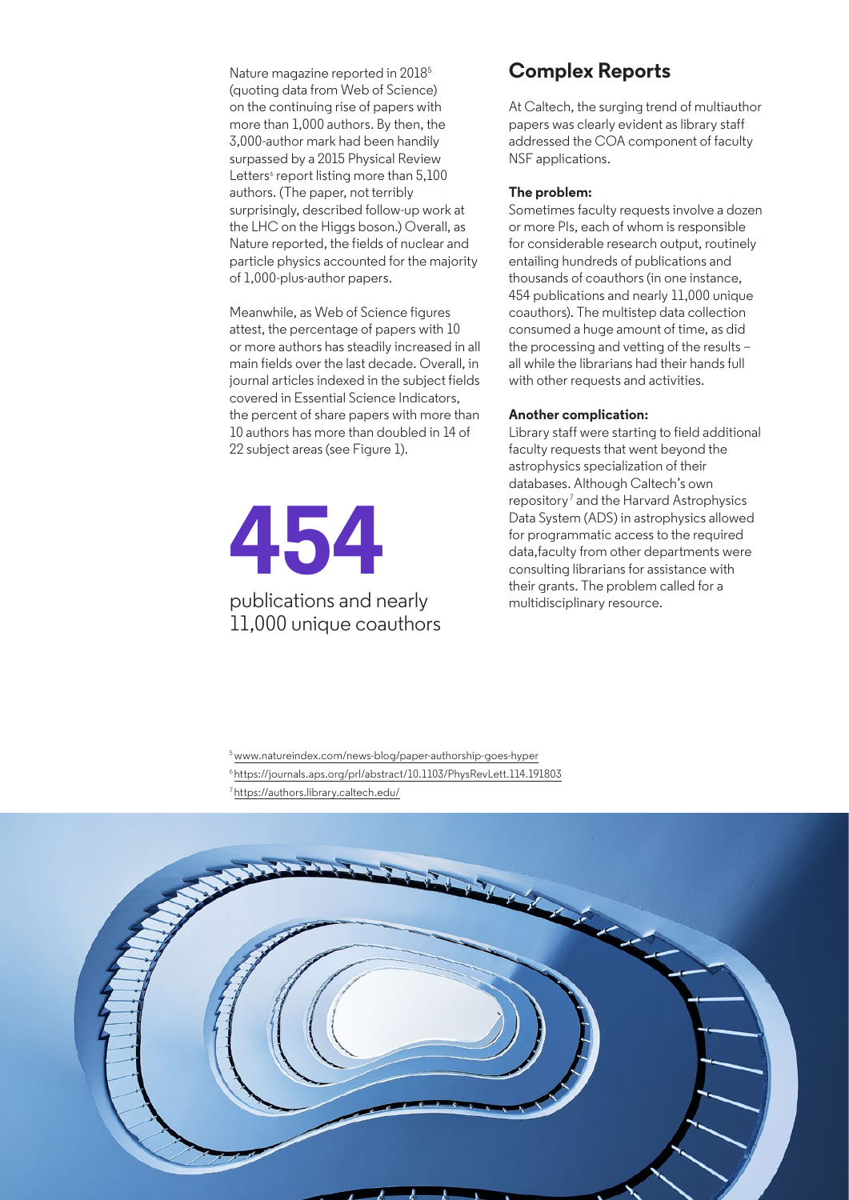Nature magazine reported in 2018[5] (quoting data from Web of Science) on the continuing rise of papers with more than 1,000 authors. By then, the 3,000-author mark had been handily surpassed by a 2015 Physical Review Letters[6] report listing more than 5,100 authors. (The paper, not terribly surprisingly, described follow-up work at the LHC on the Higgs boson.) Overall, as Nature reported, the fields of nuclear and particle physics accounted for the majority of 1,000-plus-author papers.

Meanwhile, as Web of Science figures attest, the percentage of papers with 10 or more authors has steadily increased in all main fields over the last decade. Overall, in journal articles indexed in the subject fields covered in Essential Science Indicators, the percent of share papers with more than 10 authors has more than doubled in 14 of 22 subject areas (see Figure 1).

**454**

publications and nearly 11,000 unique coauthors

## Complex Reports

At Caltech, the surging trend of multiauthor papers was clearly evident as library staff addressed the COA component of faculty NSF applications.

**The problem:**
Sometimes faculty requests involve a dozen or more PIs, each of whom is responsible for considerable research output, routinely entailing hundreds of publications and thousands of coauthors (in one instance, 454 publications and nearly 11,000 unique coauthors). The multistep data collection consumed a huge amount of time, as did the processing and vetting of the results – all while the librarians had their hands full with other requests and activities.

**Another complication:**
Library staff were starting to field additional faculty requests that went beyond the astrophysics specialization of their databases. Although Caltech's own repository[7] and the Harvard Astrophysics Data System (ADS) in astrophysics allowed for programmatic access to the required data,faculty from other departments were consulting librarians for assistance with their grants. The problem called for a multidisciplinary resource.

[5] www.natureindex.com/news-blog/paper-authorship-goes-hyper

[6] https://journals.aps.org/prl/abstract/10.1103/PhysRevLett.114.191803

[7] https://authors.library.caltech.edu/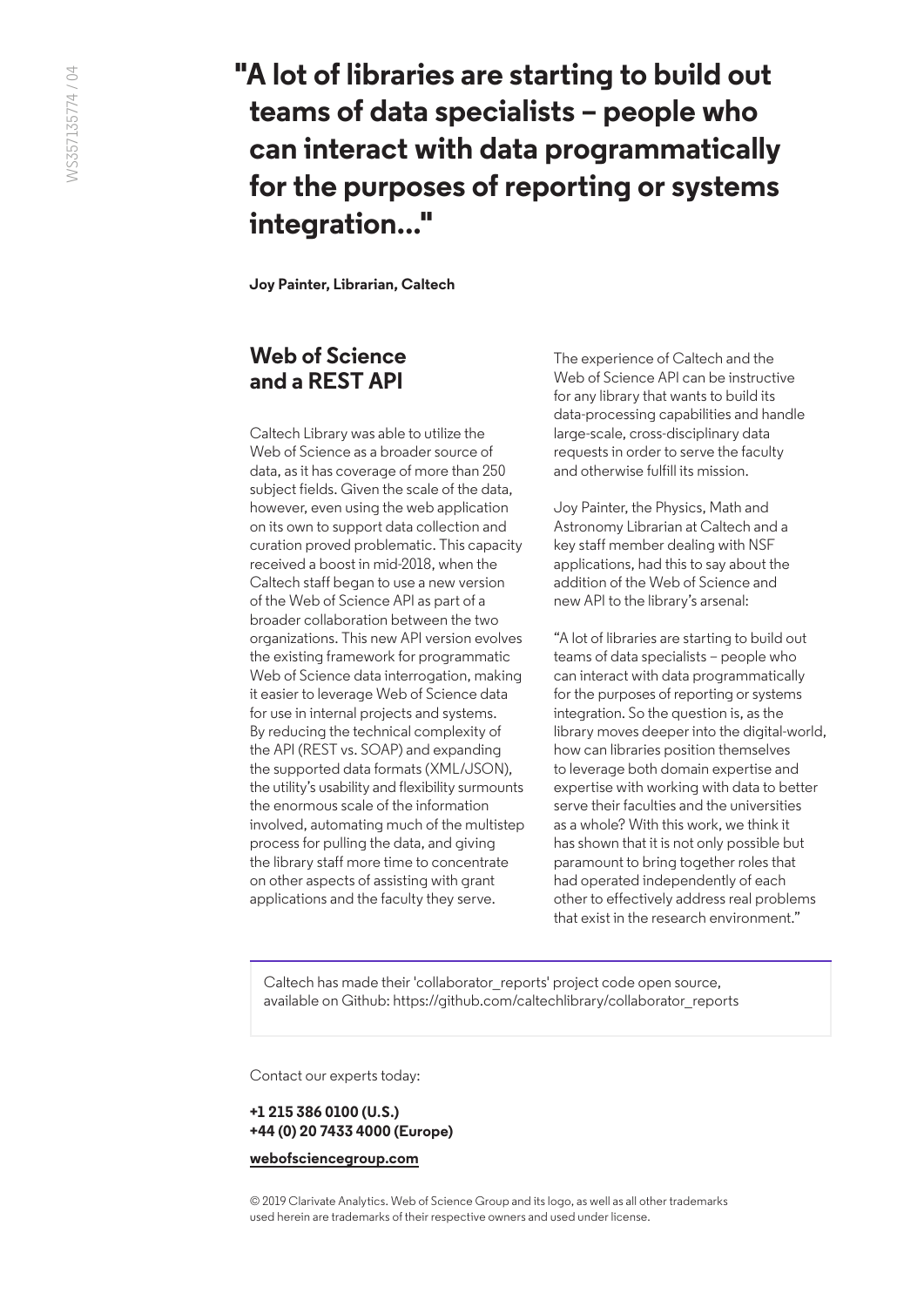**"A lot of libraries are starting to build out teams of data specialists – people who can interact with data programmatically for the purposes of reporting or systems integration..."**

**Joy Painter, Librarian, Caltech**

## Web of Science and a REST API

Caltech Library was able to utilize the Web of Science as a broader source of data, as it has coverage of more than 250 subject fields. Given the scale of the data, however, even using the web application on its own to support data collection and curation proved problematic. This capacity received a boost in mid-2018, when the Caltech staff began to use a new version of the Web of Science API as part of a broader collaboration between the two organizations. This new API version evolves the existing framework for programmatic Web of Science data interrogation, making it easier to leverage Web of Science data for use in internal projects and systems. By reducing the technical complexity of the API (REST vs. SOAP) and expanding the supported data formats (XML/JSON), the utility's usability and flexibility surmounts the enormous scale of the information involved, automating much of the multistep process for pulling the data, and giving the library staff more time to concentrate on other aspects of assisting with grant applications and the faculty they serve.

The experience of Caltech and the Web of Science API can be instructive for any library that wants to build its data-processing capabilities and handle large-scale, cross-disciplinary data requests in order to serve the faculty and otherwise fulfill its mission.

Joy Painter, the Physics, Math and Astronomy Librarian at Caltech and a key staff member dealing with NSF applications, had this to say about the addition of the Web of Science and new API to the library's arsenal:

"A lot of libraries are starting to build out teams of data specialists – people who can interact with data programmatically for the purposes of reporting or systems integration. So the question is, as the library moves deeper into the digital-world, how can libraries position themselves to leverage both domain expertise and expertise with working with data to better serve their faculties and the universities as a whole? With this work, we think it has shown that it is not only possible but paramount to bring together roles that had operated independently of each other to effectively address real problems that exist in the research environment."

Caltech has made their 'collaborator_reports' project code open source, available on Github: https://github.com/caltechlibrary/collaborator_reports

Contact our experts today:

**+1 215 386 0100 (U.S.)**
**+44 (0) 20 7433 4000 (Europe)**

**webofsciencegroup.com**

© 2019 Clarivate Analytics. Web of Science Group and its logo, as well as all other trademarks used herein are trademarks of their respective owners and used under license.